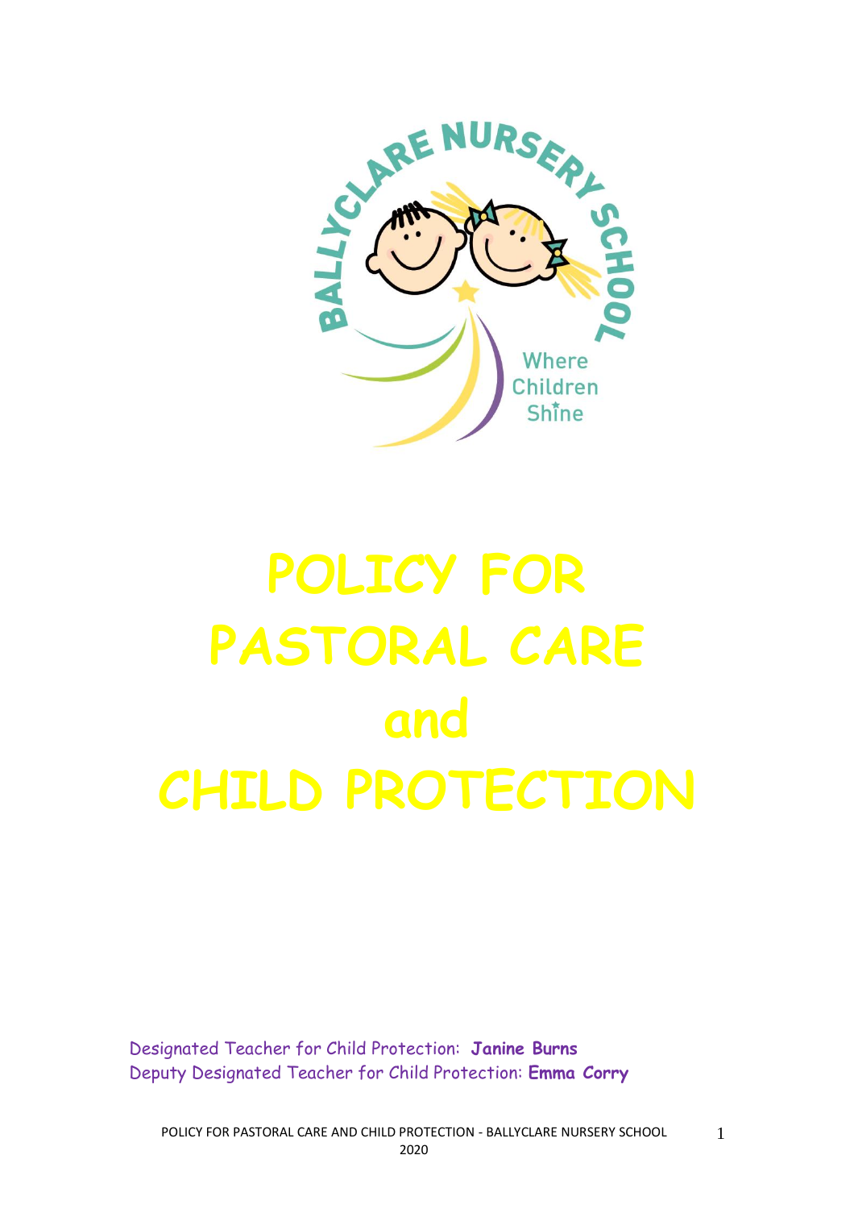BALLYCLARE NURSERY SCHOOL

Where Children Shine

# POLICY FOR PASTORAL CARE and CHILD PROTECTION

Designated Teacher for Child Protection: **Janine Burns**
Deputy Designated Teacher for Child Protection: **Emma Corry**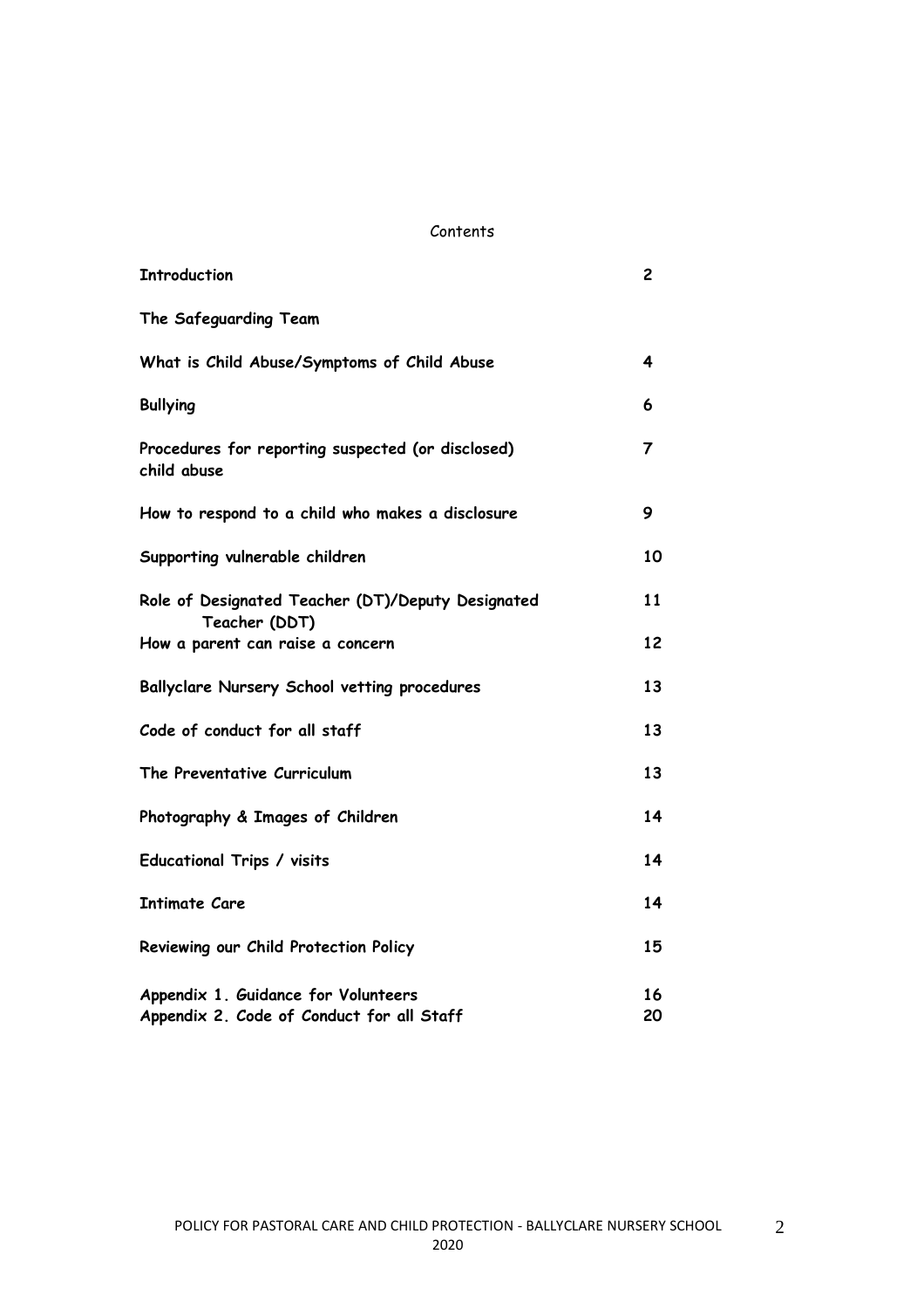Contents

| | |
|---|---|
| **Introduction** | **2** |
| **The Safeguarding Team** | |
| **What is Child Abuse/Symptoms of Child Abuse** | **4** |
| **Bullying** | **6** |
| **Procedures for reporting suspected (or disclosed) child abuse** | **7** |
| **How to respond to a child who makes a disclosure** | **9** |
| **Supporting vulnerable children** | **10** |
| **Role of Designated Teacher (DT)/Deputy Designated Teacher (DDT)** | **11** |
| **How a parent can raise a concern** | **12** |
| **Ballyclare Nursery School vetting procedures** | **13** |
| **Code of conduct for all staff** | **13** |
| **The Preventative Curriculum** | **13** |
| **Photography & Images of Children** | **14** |
| **Educational Trips / visits** | **14** |
| **Intimate Care** | **14** |
| **Reviewing our Child Protection Policy** | **15** |
| **Appendix 1. Guidance for Volunteers** | **16** |
| **Appendix 2. Code of Conduct for all Staff** | **20** |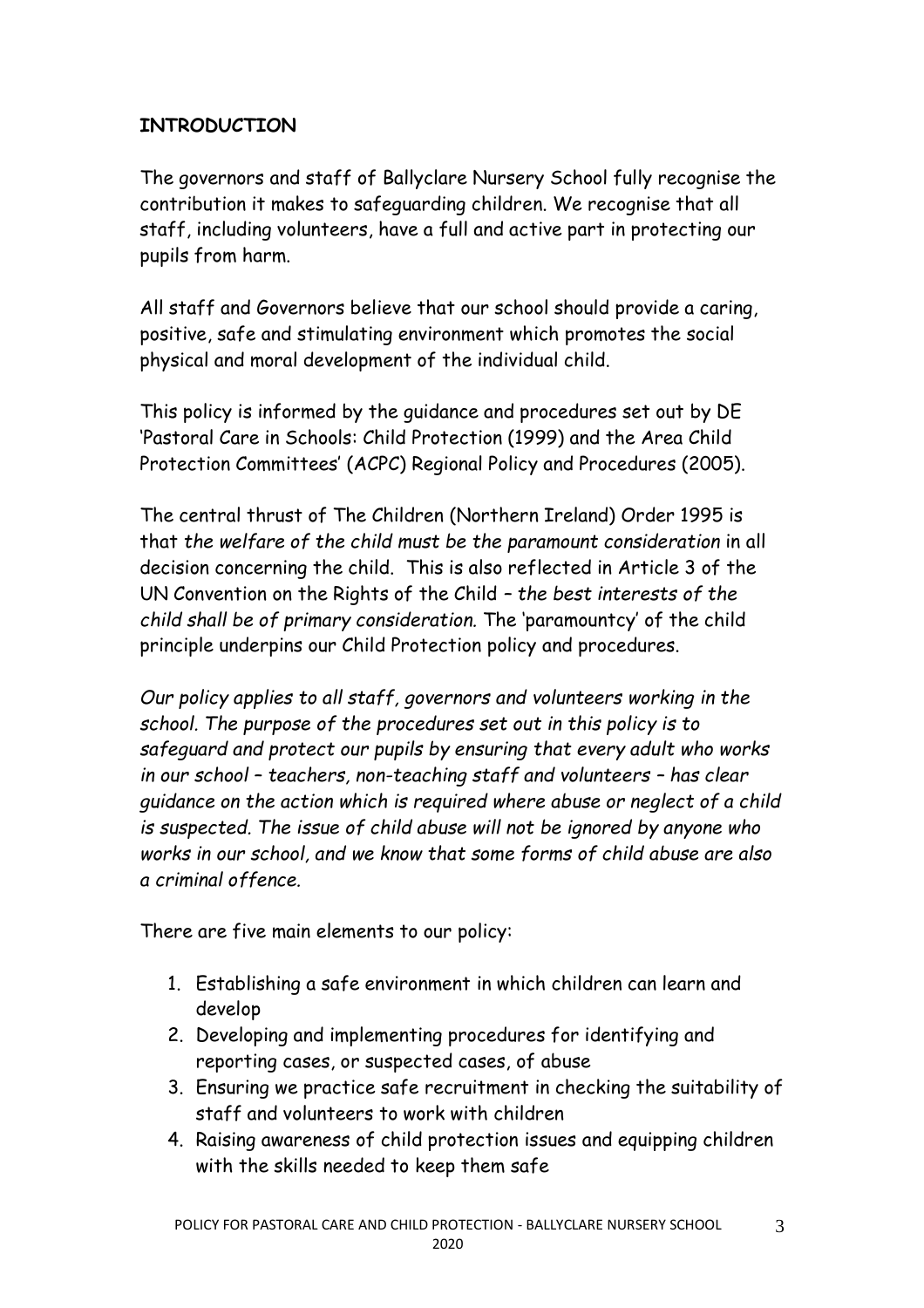## **INTRODUCTION**

The governors and staff of Ballyclare Nursery School fully recognise the contribution it makes to safeguarding children. We recognise that all staff, including volunteers, have a full and active part in protecting our pupils from harm.

All staff and Governors believe that our school should provide a caring, positive, safe and stimulating environment which promotes the social physical and moral development of the individual child.

This policy is informed by the guidance and procedures set out by DE 'Pastoral Care in Schools: Child Protection (1999) and the Area Child Protection Committees' (ACPC) Regional Policy and Procedures (2005).

The central thrust of The Children (Northern Ireland) Order 1995 is that *the welfare of the child must be the paramount consideration* in all decision concerning the child. This is also reflected in Article 3 of the UN Convention on the Rights of the Child – *the best interests of the child shall be of primary consideration.* The 'paramountcy' of the child principle underpins our Child Protection policy and procedures.

*Our policy applies to all staff, governors and volunteers working in the school. The purpose of the procedures set out in this policy is to safeguard and protect our pupils by ensuring that every adult who works in our school – teachers, non-teaching staff and volunteers – has clear guidance on the action which is required where abuse or neglect of a child is suspected. The issue of child abuse will not be ignored by anyone who works in our school, and we know that some forms of child abuse are also a criminal offence.*

There are five main elements to our policy:

1. Establishing a safe environment in which children can learn and develop
2. Developing and implementing procedures for identifying and reporting cases, or suspected cases, of abuse
3. Ensuring we practice safe recruitment in checking the suitability of staff and volunteers to work with children
4. Raising awareness of child protection issues and equipping children with the skills needed to keep them safe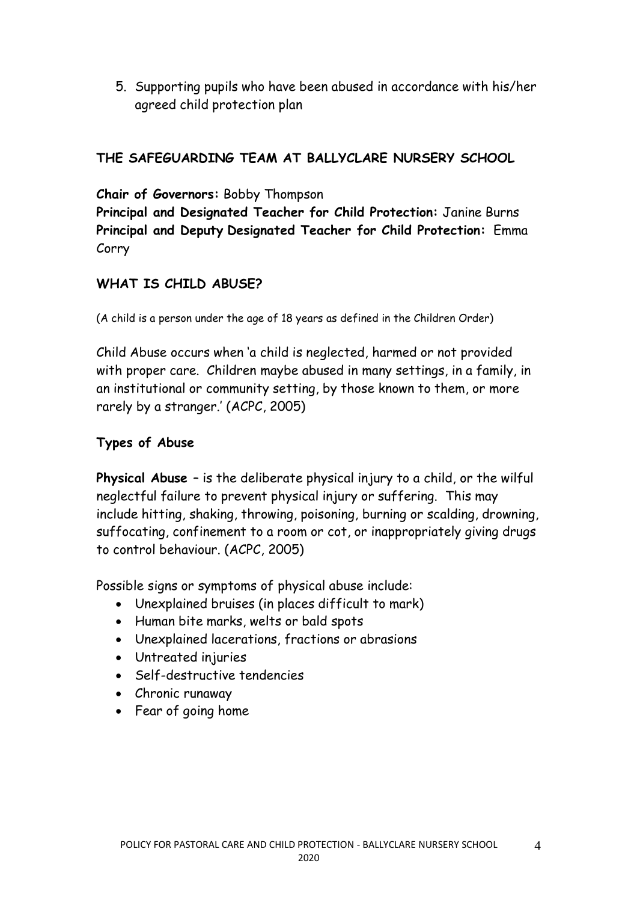5. Supporting pupils who have been abused in accordance with his/her agreed child protection plan

## THE SAFEGUARDING TEAM AT BALLYCLARE NURSERY SCHOOL

**Chair of Governors:** Bobby Thompson
**Principal and Designated Teacher for Child Protection:** Janine Burns
**Principal and Deputy Designated Teacher for Child Protection:** Emma Corry

## WHAT IS CHILD ABUSE?

(A child is a person under the age of 18 years as defined in the Children Order)

Child Abuse occurs when 'a child is neglected, harmed or not provided with proper care. Children maybe abused in many settings, in a family, in an institutional or community setting, by those known to them, or more rarely by a stranger.' (ACPC, 2005)

### Types of Abuse

**Physical Abuse** – is the deliberate physical injury to a child, or the wilful neglectful failure to prevent physical injury or suffering. This may include hitting, shaking, throwing, poisoning, burning or scalding, drowning, suffocating, confinement to a room or cot, or inappropriately giving drugs to control behaviour. (ACPC, 2005)

Possible signs or symptoms of physical abuse include:

- Unexplained bruises (in places difficult to mark)
- Human bite marks, welts or bald spots
- Unexplained lacerations, fractions or abrasions
- Untreated injuries
- Self-destructive tendencies
- Chronic runaway
- Fear of going home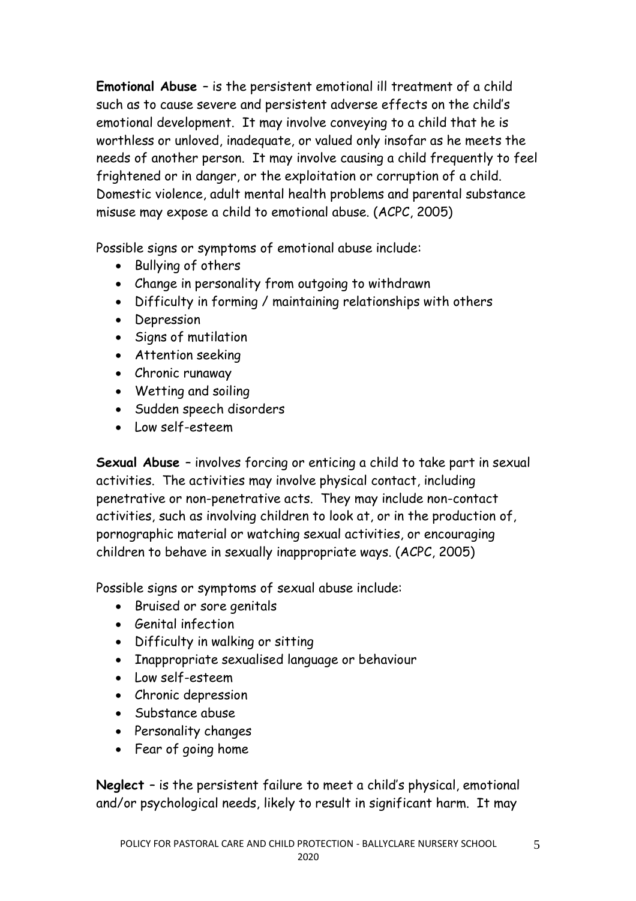**Emotional Abuse** – is the persistent emotional ill treatment of a child such as to cause severe and persistent adverse effects on the child's emotional development. It may involve conveying to a child that he is worthless or unloved, inadequate, or valued only insofar as he meets the needs of another person. It may involve causing a child frequently to feel frightened or in danger, or the exploitation or corruption of a child. Domestic violence, adult mental health problems and parental substance misuse may expose a child to emotional abuse. (ACPC, 2005)

Possible signs or symptoms of emotional abuse include:

- Bullying of others
- Change in personality from outgoing to withdrawn
- Difficulty in forming / maintaining relationships with others
- Depression
- Signs of mutilation
- Attention seeking
- Chronic runaway
- Wetting and soiling
- Sudden speech disorders
- Low self-esteem

**Sexual Abuse** – involves forcing or enticing a child to take part in sexual activities. The activities may involve physical contact, including penetrative or non-penetrative acts. They may include non-contact activities, such as involving children to look at, or in the production of, pornographic material or watching sexual activities, or encouraging children to behave in sexually inappropriate ways. (ACPC, 2005)

Possible signs or symptoms of sexual abuse include:

- Bruised or sore genitals
- Genital infection
- Difficulty in walking or sitting
- Inappropriate sexualised language or behaviour
- Low self-esteem
- Chronic depression
- Substance abuse
- Personality changes
- Fear of going home

**Neglect** – is the persistent failure to meet a child's physical, emotional and/or psychological needs, likely to result in significant harm. It may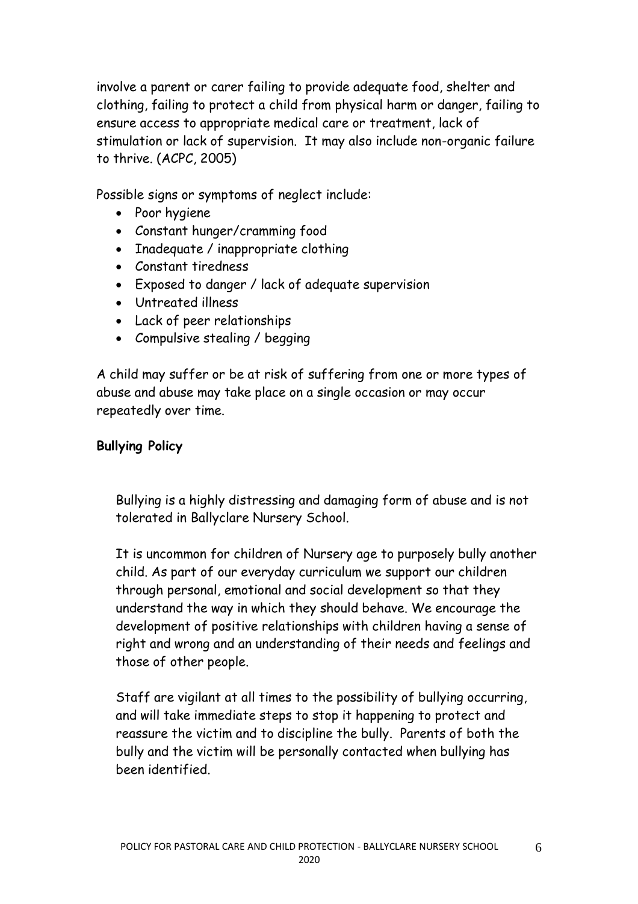involve a parent or carer failing to provide adequate food, shelter and clothing, failing to protect a child from physical harm or danger, failing to ensure access to appropriate medical care or treatment, lack of stimulation or lack of supervision. It may also include non-organic failure to thrive. (ACPC, 2005)

Possible signs or symptoms of neglect include:

- Poor hygiene
- Constant hunger/cramming food
- Inadequate / inappropriate clothing
- Constant tiredness
- Exposed to danger / lack of adequate supervision
- Untreated illness
- Lack of peer relationships
- Compulsive stealing / begging

A child may suffer or be at risk of suffering from one or more types of abuse and abuse may take place on a single occasion or may occur repeatedly over time.

**Bullying Policy**

Bullying is a highly distressing and damaging form of abuse and is not tolerated in Ballyclare Nursery School.

It is uncommon for children of Nursery age to purposely bully another child. As part of our everyday curriculum we support our children through personal, emotional and social development so that they understand the way in which they should behave. We encourage the development of positive relationships with children having a sense of right and wrong and an understanding of their needs and feelings and those of other people.

Staff are vigilant at all times to the possibility of bullying occurring, and will take immediate steps to stop it happening to protect and reassure the victim and to discipline the bully. Parents of both the bully and the victim will be personally contacted when bullying has been identified.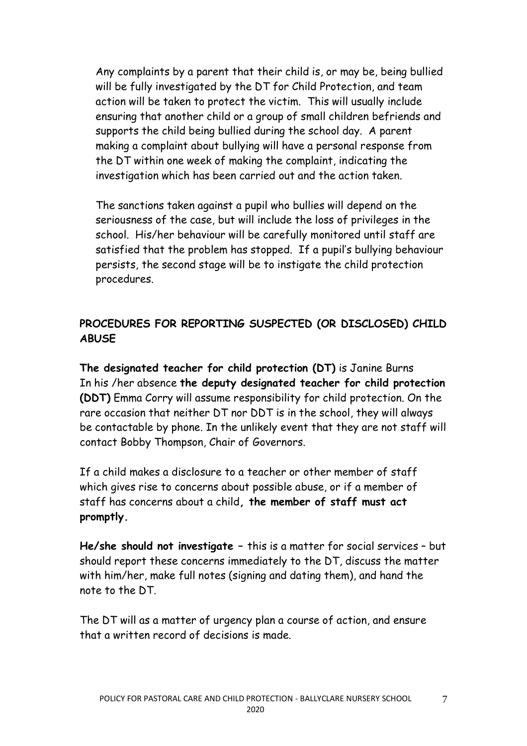Any complaints by a parent that their child is, or may be, being bullied will be fully investigated by the DT for Child Protection, and team action will be taken to protect the victim. This will usually include ensuring that another child or a group of small children befriends and supports the child being bullied during the school day. A parent making a complaint about bullying will have a personal response from the DT within one week of making the complaint, indicating the investigation which has been carried out and the action taken.

The sanctions taken against a pupil who bullies will depend on the seriousness of the case, but will include the loss of privileges in the school. His/her behaviour will be carefully monitored until staff are satisfied that the problem has stopped. If a pupil's bullying behaviour persists, the second stage will be to instigate the child protection procedures.

## PROCEDURES FOR REPORTING SUSPECTED (OR DISCLOSED) CHILD ABUSE

**The designated teacher for child protection (DT)** is Janine Burns
In his /her absence **the deputy designated teacher for child protection (DDT)** Emma Corry will assume responsibility for child protection. On the rare occasion that neither DT nor DDT is in the school, they will always be contactable by phone. In the unlikely event that they are not staff will contact Bobby Thompson, Chair of Governors.

If a child makes a disclosure to a teacher or other member of staff which gives rise to concerns about possible abuse, or if a member of staff has concerns about a child**, the member of staff must act promptly.**

**He/she should not investigate** – this is a matter for social services – but should report these concerns immediately to the DT, discuss the matter with him/her, make full notes (signing and dating them), and hand the note to the DT.

The DT will as a matter of urgency plan a course of action, and ensure that a written record of decisions is made.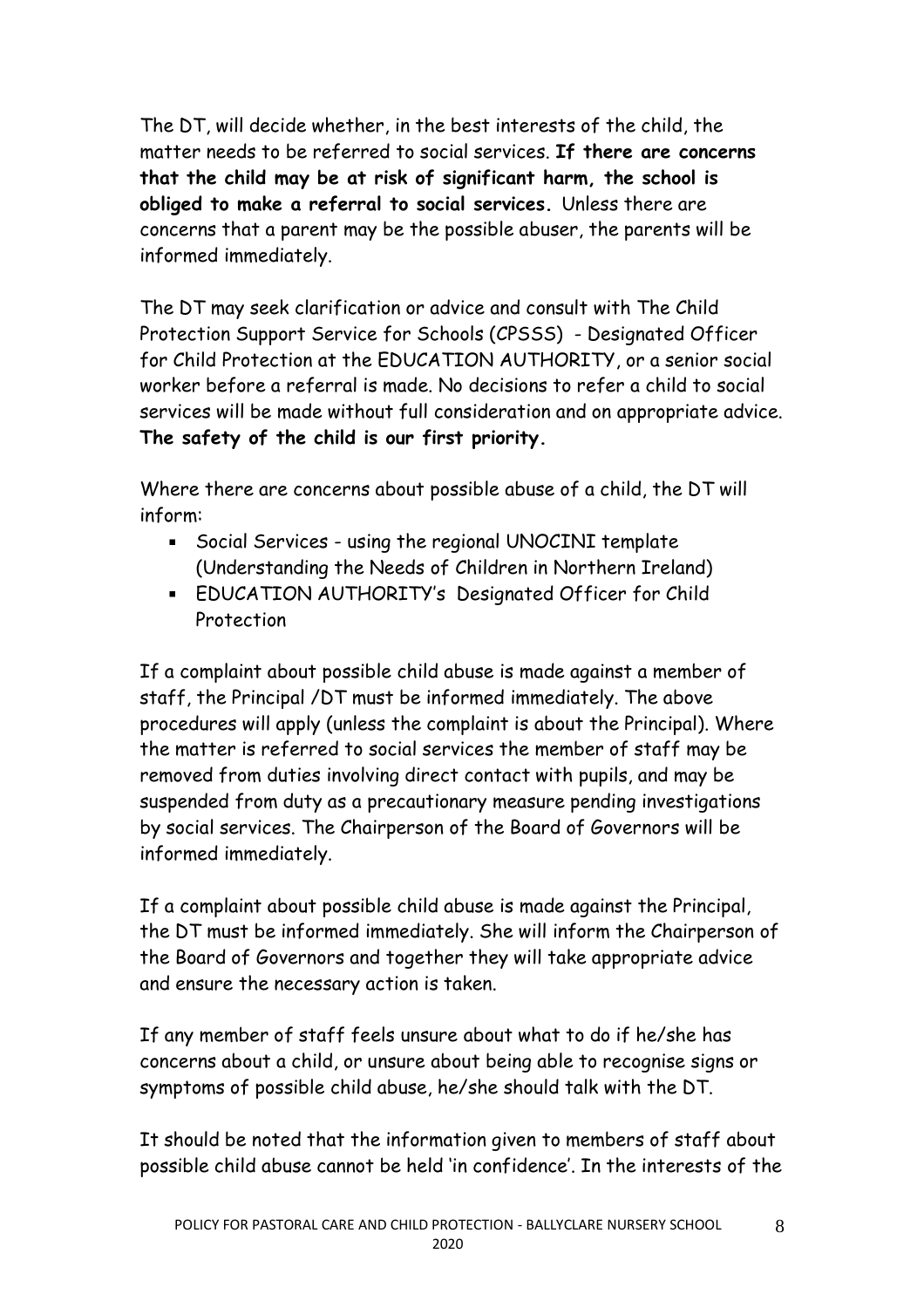The DT, will decide whether, in the best interests of the child, the matter needs to be referred to social services. **If there are concerns that the child may be at risk of significant harm, the school is obliged to make a referral to social services.** Unless there are concerns that a parent may be the possible abuser, the parents will be informed immediately.

The DT may seek clarification or advice and consult with The Child Protection Support Service for Schools (CPSSS) - Designated Officer for Child Protection at the EDUCATION AUTHORITY, or a senior social worker before a referral is made. No decisions to refer a child to social services will be made without full consideration and on appropriate advice. **The safety of the child is our first priority.**

Where there are concerns about possible abuse of a child, the DT will inform:

- Social Services - using the regional UNOCINI template (Understanding the Needs of Children in Northern Ireland)
- EDUCATION AUTHORITY's Designated Officer for Child Protection

If a complaint about possible child abuse is made against a member of staff, the Principal /DT must be informed immediately. The above procedures will apply (unless the complaint is about the Principal). Where the matter is referred to social services the member of staff may be removed from duties involving direct contact with pupils, and may be suspended from duty as a precautionary measure pending investigations by social services. The Chairperson of the Board of Governors will be informed immediately.

If a complaint about possible child abuse is made against the Principal, the DT must be informed immediately. She will inform the Chairperson of the Board of Governors and together they will take appropriate advice and ensure the necessary action is taken.

If any member of staff feels unsure about what to do if he/she has concerns about a child, or unsure about being able to recognise signs or symptoms of possible child abuse, he/she should talk with the DT.

It should be noted that the information given to members of staff about possible child abuse cannot be held 'in confidence'. In the interests of the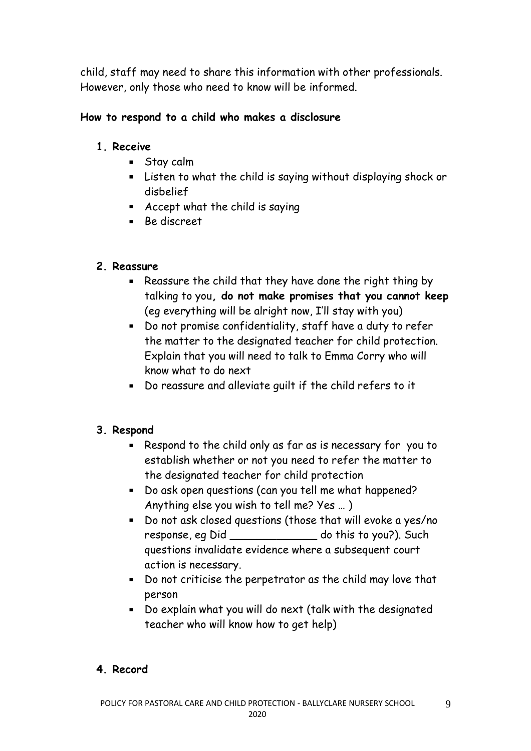child, staff may need to share this information with other professionals. However, only those who need to know will be informed.

**How to respond to a child who makes a disclosure**

1. **Receive**
   - Stay calm
   - Listen to what the child is saying without displaying shock or disbelief
   - Accept what the child is saying
   - Be discreet

2. **Reassure**
   - Reassure the child that they have done the right thing by talking to you**, do not make promises that you cannot keep** (eg everything will be alright now, I'll stay with you)
   - Do not promise confidentiality, staff have a duty to refer the matter to the designated teacher for child protection. Explain that you will need to talk to Emma Corry who will know what to do next
   - Do reassure and alleviate guilt if the child refers to it

3. **Respond**
   - Respond to the child only as far as is necessary for you to establish whether or not you need to refer the matter to the designated teacher for child protection
   - Do ask open questions (can you tell me what happened? Anything else you wish to tell me? Yes … )
   - Do not ask closed questions (those that will evoke a yes/no response, eg Did _____________ do this to you?). Such questions invalidate evidence where a subsequent court action is necessary.
   - Do not criticise the perpetrator as the child may love that person
   - Do explain what you will do next (talk with the designated teacher who will know how to get help)

4. **Record**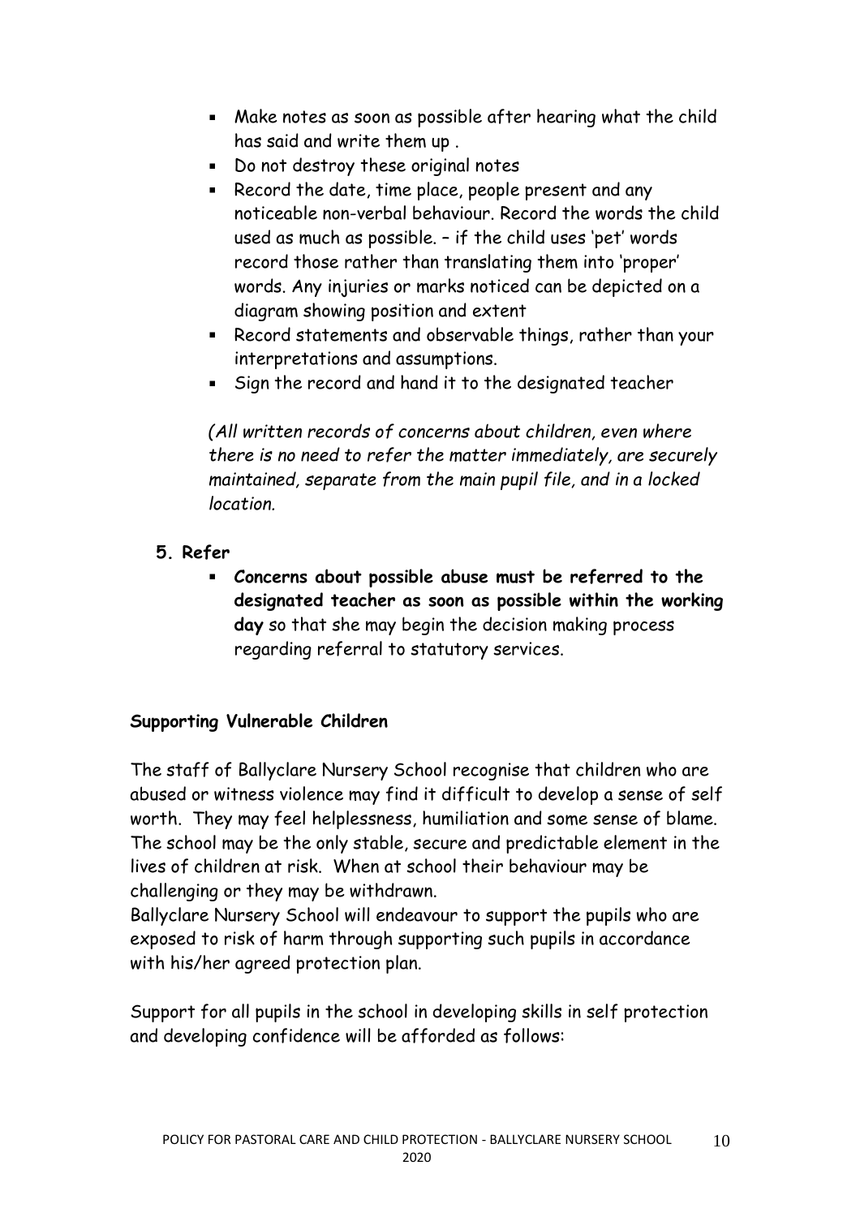- Make notes as soon as possible after hearing what the child has said and write them up .
- Do not destroy these original notes
- Record the date, time place, people present and any noticeable non-verbal behaviour. Record the words the child used as much as possible. – if the child uses 'pet' words record those rather than translating them into 'proper' words. Any injuries or marks noticed can be depicted on a diagram showing position and extent
- Record statements and observable things, rather than your interpretations and assumptions.
- Sign the record and hand it to the designated teacher

*(All written records of concerns about children, even where there is no need to refer the matter immediately, are securely maintained, separate from the main pupil file, and in a locked location.*

**5. Refer**

- **Concerns about possible abuse must be referred to the designated teacher as soon as possible within the working day** so that she may begin the decision making process regarding referral to statutory services.

**Supporting Vulnerable Children**

The staff of Ballyclare Nursery School recognise that children who are abused or witness violence may find it difficult to develop a sense of self worth. They may feel helplessness, humiliation and some sense of blame. The school may be the only stable, secure and predictable element in the lives of children at risk. When at school their behaviour may be challenging or they may be withdrawn.
Ballyclare Nursery School will endeavour to support the pupils who are exposed to risk of harm through supporting such pupils in accordance with his/her agreed protection plan.

Support for all pupils in the school in developing skills in self protection and developing confidence will be afforded as follows: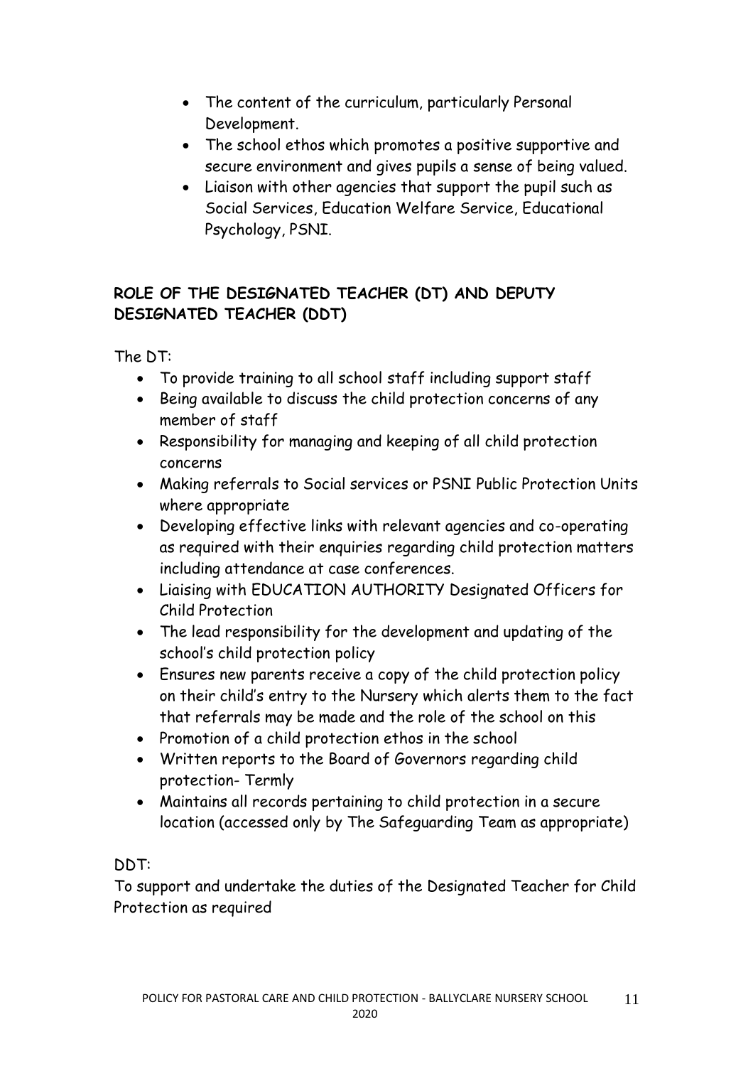- The content of the curriculum, particularly Personal Development.
- The school ethos which promotes a positive supportive and secure environment and gives pupils a sense of being valued.
- Liaison with other agencies that support the pupil such as Social Services, Education Welfare Service, Educational Psychology, PSNI.

**ROLE OF THE DESIGNATED TEACHER (DT) AND DEPUTY DESIGNATED TEACHER (DDT)**

The DT:

- To provide training to all school staff including support staff
- Being available to discuss the child protection concerns of any member of staff
- Responsibility for managing and keeping of all child protection concerns
- Making referrals to Social services or PSNI Public Protection Units where appropriate
- Developing effective links with relevant agencies and co-operating as required with their enquiries regarding child protection matters including attendance at case conferences.
- Liaising with EDUCATION AUTHORITY Designated Officers for Child Protection
- The lead responsibility for the development and updating of the school's child protection policy
- Ensures new parents receive a copy of the child protection policy on their child's entry to the Nursery which alerts them to the fact that referrals may be made and the role of the school on this
- Promotion of a child protection ethos in the school
- Written reports to the Board of Governors regarding child protection- Termly
- Maintains all records pertaining to child protection in a secure location (accessed only by The Safeguarding Team as appropriate)

DDT:

To support and undertake the duties of the Designated Teacher for Child Protection as required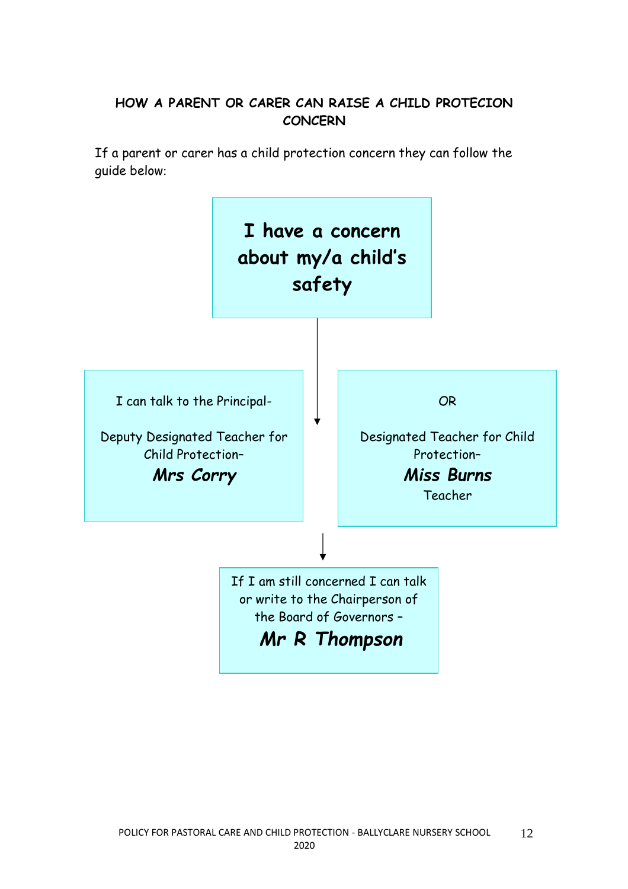**HOW A PARENT OR CARER CAN RAISE A CHILD PROTECION CONCERN**

If a parent or carer has a child protection concern they can follow the guide below:

**I have a concern about my/a child's safety**

↓

I can talk to the Principal-

Deputy Designated Teacher for Child Protection–

***Mrs Corry***

OR

Designated Teacher for Child Protection–

***Miss Burns***

Teacher

↓

If I am still concerned I can talk or write to the Chairperson of the Board of Governors –

***Mr R Thompson***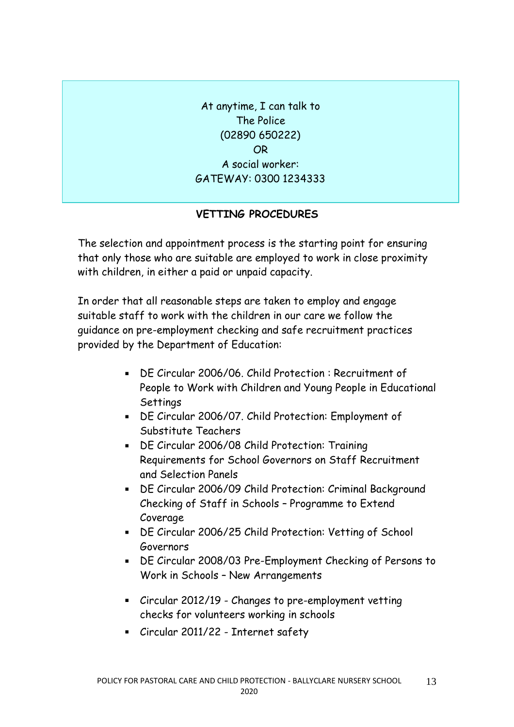At anytime, I can talk to
The Police
(02890 650222)
OR
A social worker:
GATEWAY: 0300 1234333

## VETTING PROCEDURES

The selection and appointment process is the starting point for ensuring that only those who are suitable are employed to work in close proximity with children, in either a paid or unpaid capacity.

In order that all reasonable steps are taken to employ and engage suitable staff to work with the children in our care we follow the guidance on pre-employment checking and safe recruitment practices provided by the Department of Education:

- DE Circular 2006/06. Child Protection : Recruitment of People to Work with Children and Young People in Educational Settings
- DE Circular 2006/07. Child Protection: Employment of Substitute Teachers
- DE Circular 2006/08 Child Protection: Training Requirements for School Governors on Staff Recruitment and Selection Panels
- DE Circular 2006/09 Child Protection: Criminal Background Checking of Staff in Schools – Programme to Extend Coverage
- DE Circular 2006/25 Child Protection: Vetting of School Governors
- DE Circular 2008/03 Pre-Employment Checking of Persons to Work in Schools – New Arrangements
- Circular 2012/19 - Changes to pre-employment vetting checks for volunteers working in schools
- Circular 2011/22 - Internet safety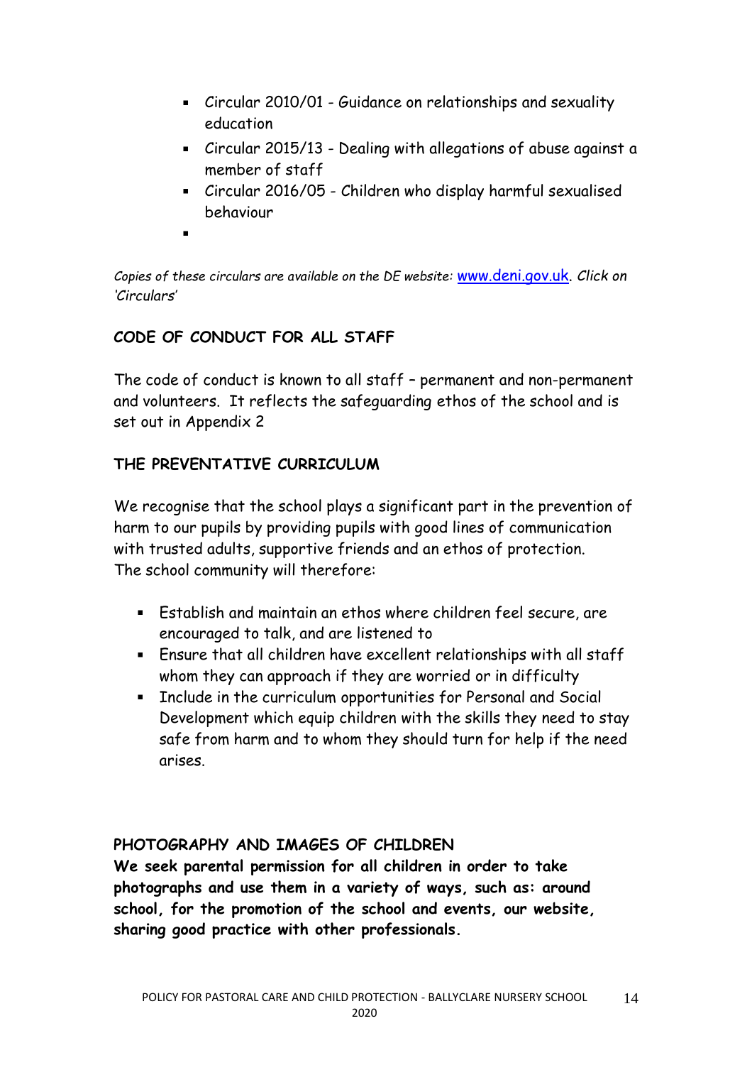- Circular 2010/01 - Guidance on relationships and sexuality education
- Circular 2015/13 - Dealing with allegations of abuse against a member of staff
- Circular 2016/05 - Children who display harmful sexualised behaviour
-

*Copies of these circulars are available on the DE website:* www.deni.gov.uk. *Click on 'Circulars'*

## CODE OF CONDUCT FOR ALL STAFF

The code of conduct is known to all staff – permanent and non-permanent and volunteers. It reflects the safeguarding ethos of the school and is set out in Appendix 2

## THE PREVENTATIVE CURRICULUM

We recognise that the school plays a significant part in the prevention of harm to our pupils by providing pupils with good lines of communication with trusted adults, supportive friends and an ethos of protection.
The school community will therefore:

- Establish and maintain an ethos where children feel secure, are encouraged to talk, and are listened to
- Ensure that all children have excellent relationships with all staff whom they can approach if they are worried or in difficulty
- Include in the curriculum opportunities for Personal and Social Development which equip children with the skills they need to stay safe from harm and to whom they should turn for help if the need arises.

## PHOTOGRAPHY AND IMAGES OF CHILDREN

**We seek parental permission for all children in order to take photographs and use them in a variety of ways, such as: around school, for the promotion of the school and events, our website, sharing good practice with other professionals.**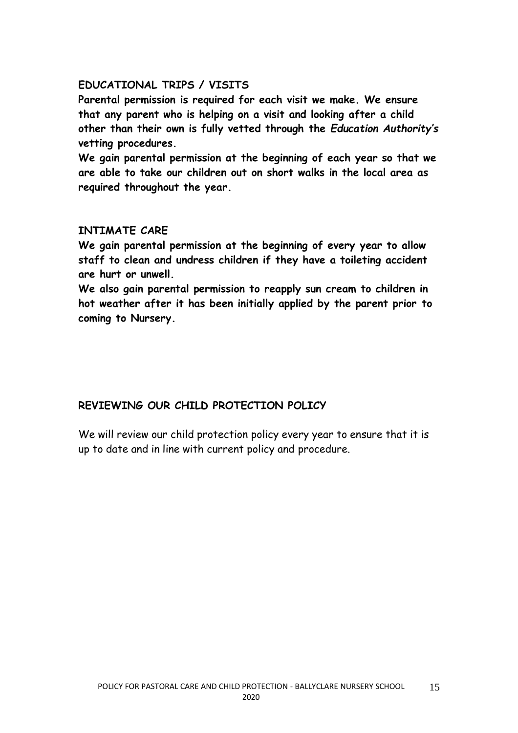## EDUCATIONAL TRIPS / VISITS

**Parental permission is required for each visit we make. We ensure that any parent who is helping on a visit and looking after a child other than their own is fully vetted through the *Education Authority's* vetting procedures.**

**We gain parental permission at the beginning of each year so that we are able to take our children out on short walks in the local area as required throughout the year.**

## INTIMATE CARE

**We gain parental permission at the beginning of every year to allow staff to clean and undress children if they have a toileting accident are hurt or unwell.**

**We also gain parental permission to reapply sun cream to children in hot weather after it has been initially applied by the parent prior to coming to Nursery.**

## REVIEWING OUR CHILD PROTECTION POLICY

We will review our child protection policy every year to ensure that it is up to date and in line with current policy and procedure.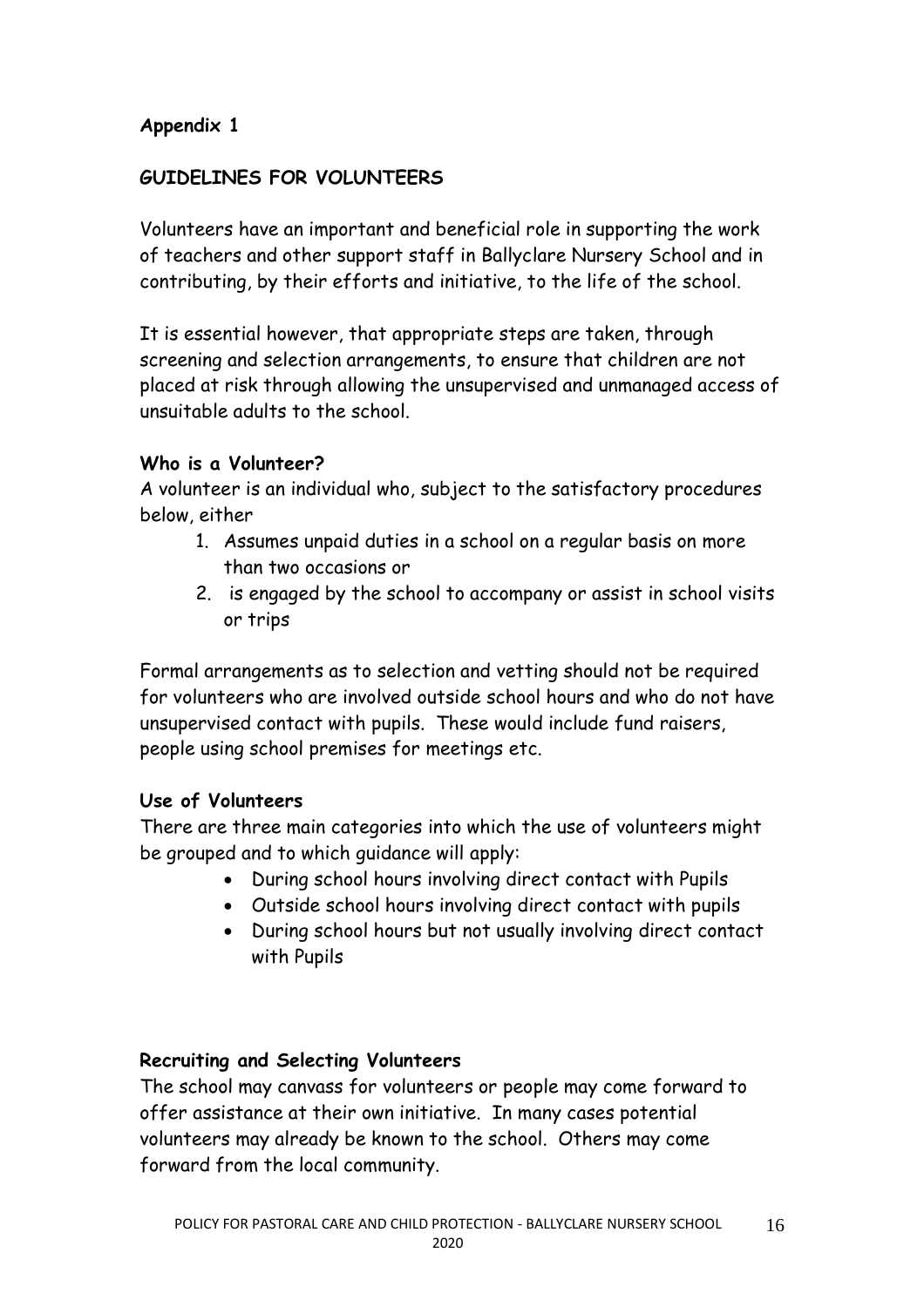**Appendix 1**

**GUIDELINES FOR VOLUNTEERS**

Volunteers have an important and beneficial role in supporting the work of teachers and other support staff in Ballyclare Nursery School and in contributing, by their efforts and initiative, to the life of the school.

It is essential however, that appropriate steps are taken, through screening and selection arrangements, to ensure that children are not placed at risk through allowing the unsupervised and unmanaged access of unsuitable adults to the school.

**Who is a Volunteer?**

A volunteer is an individual who, subject to the satisfactory procedures below, either

1. Assumes unpaid duties in a school on a regular basis on more than two occasions or
2. is engaged by the school to accompany or assist in school visits or trips

Formal arrangements as to selection and vetting should not be required for volunteers who are involved outside school hours and who do not have unsupervised contact with pupils. These would include fund raisers, people using school premises for meetings etc.

**Use of Volunteers**

There are three main categories into which the use of volunteers might be grouped and to which guidance will apply:

- During school hours involving direct contact with Pupils
- Outside school hours involving direct contact with pupils
- During school hours but not usually involving direct contact with Pupils

**Recruiting and Selecting Volunteers**

The school may canvass for volunteers or people may come forward to offer assistance at their own initiative. In many cases potential volunteers may already be known to the school. Others may come forward from the local community.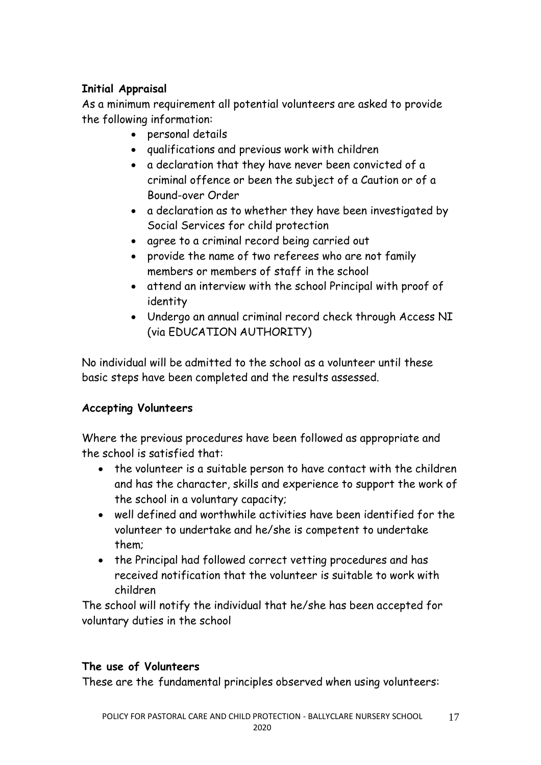**Initial Appraisal**

As a minimum requirement all potential volunteers are asked to provide the following information:

- personal details
- qualifications and previous work with children
- a declaration that they have never been convicted of a criminal offence or been the subject of a Caution or of a Bound-over Order
- a declaration as to whether they have been investigated by Social Services for child protection
- agree to a criminal record being carried out
- provide the name of two referees who are not family members or members of staff in the school
- attend an interview with the school Principal with proof of identity
- Undergo an annual criminal record check through Access NI (via EDUCATION AUTHORITY)

No individual will be admitted to the school as a volunteer until these basic steps have been completed and the results assessed.

**Accepting Volunteers**

Where the previous procedures have been followed as appropriate and the school is satisfied that:

- the volunteer is a suitable person to have contact with the children and has the character, skills and experience to support the work of the school in a voluntary capacity;
- well defined and worthwhile activities have been identified for the volunteer to undertake and he/she is competent to undertake them;
- the Principal had followed correct vetting procedures and has received notification that the volunteer is suitable to work with children

The school will notify the individual that he/she has been accepted for voluntary duties in the school

**The use of Volunteers**

These are the fundamental principles observed when using volunteers: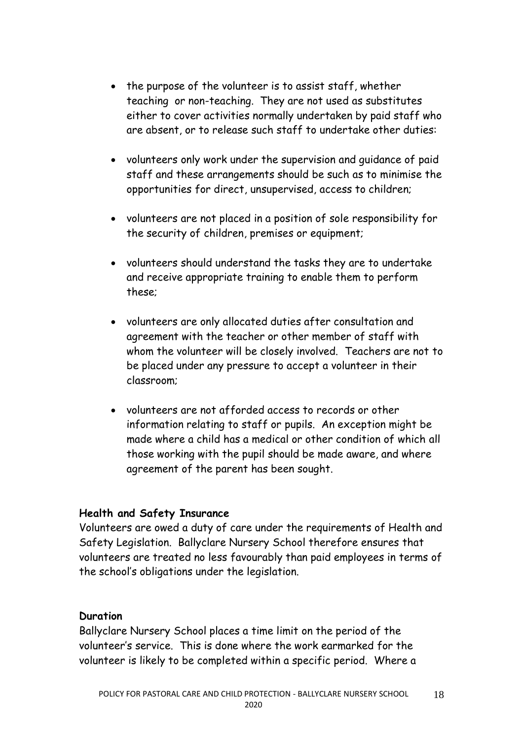- the purpose of the volunteer is to assist staff, whether teaching or non-teaching. They are not used as substitutes either to cover activities normally undertaken by paid staff who are absent, or to release such staff to undertake other duties:

- volunteers only work under the supervision and guidance of paid staff and these arrangements should be such as to minimise the opportunities for direct, unsupervised, access to children;

- volunteers are not placed in a position of sole responsibility for the security of children, premises or equipment;

- volunteers should understand the tasks they are to undertake and receive appropriate training to enable them to perform these;

- volunteers are only allocated duties after consultation and agreement with the teacher or other member of staff with whom the volunteer will be closely involved. Teachers are not to be placed under any pressure to accept a volunteer in their classroom;

- volunteers are not afforded access to records or other information relating to staff or pupils. An exception might be made where a child has a medical or other condition of which all those working with the pupil should be made aware, and where agreement of the parent has been sought.

**Health and Safety Insurance**

Volunteers are owed a duty of care under the requirements of Health and Safety Legislation. Ballyclare Nursery School therefore ensures that volunteers are treated no less favourably than paid employees in terms of the school's obligations under the legislation.

**Duration**

Ballyclare Nursery School places a time limit on the period of the volunteer's service. This is done where the work earmarked for the volunteer is likely to be completed within a specific period. Where a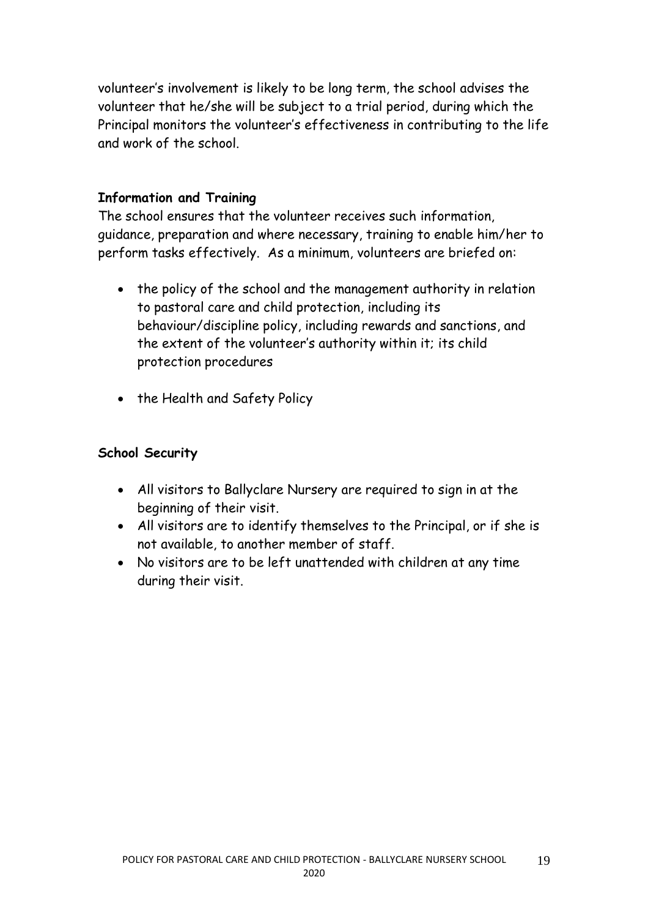volunteer's involvement is likely to be long term, the school advises the volunteer that he/she will be subject to a trial period, during which the Principal monitors the volunteer's effectiveness in contributing to the life and work of the school.

**Information and Training**

The school ensures that the volunteer receives such information, guidance, preparation and where necessary, training to enable him/her to perform tasks effectively. As a minimum, volunteers are briefed on:

- the policy of the school and the management authority in relation to pastoral care and child protection, including its behaviour/discipline policy, including rewards and sanctions, and the extent of the volunteer's authority within it; its child protection procedures
- the Health and Safety Policy

**School Security**

- All visitors to Ballyclare Nursery are required to sign in at the beginning of their visit.
- All visitors are to identify themselves to the Principal, or if she is not available, to another member of staff.
- No visitors are to be left unattended with children at any time during their visit.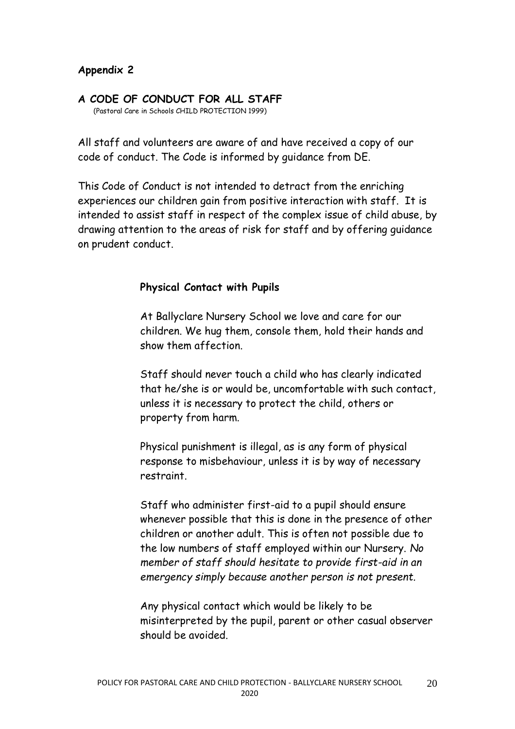**Appendix 2**

**A CODE OF CONDUCT FOR ALL STAFF**
(Pastoral Care in Schools CHILD PROTECTION 1999)

All staff and volunteers are aware of and have received a copy of our code of conduct. The Code is informed by guidance from DE.

This Code of Conduct is not intended to detract from the enriching experiences our children gain from positive interaction with staff. It is intended to assist staff in respect of the complex issue of child abuse, by drawing attention to the areas of risk for staff and by offering guidance on prudent conduct.

**Physical Contact with Pupils**

At Ballyclare Nursery School we love and care for our children. We hug them, console them, hold their hands and show them affection.

Staff should never touch a child who has clearly indicated that he/she is or would be, uncomfortable with such contact, unless it is necessary to protect the child, others or property from harm.

Physical punishment is illegal, as is any form of physical response to misbehaviour, unless it is by way of necessary restraint.

Staff who administer first-aid to a pupil should ensure whenever possible that this is done in the presence of other children or another adult. This is often not possible due to the low numbers of staff employed within our Nursery. *No member of staff should hesitate to provide first-aid in an emergency simply because another person is not present.*

Any physical contact which would be likely to be misinterpreted by the pupil, parent or other casual observer should be avoided.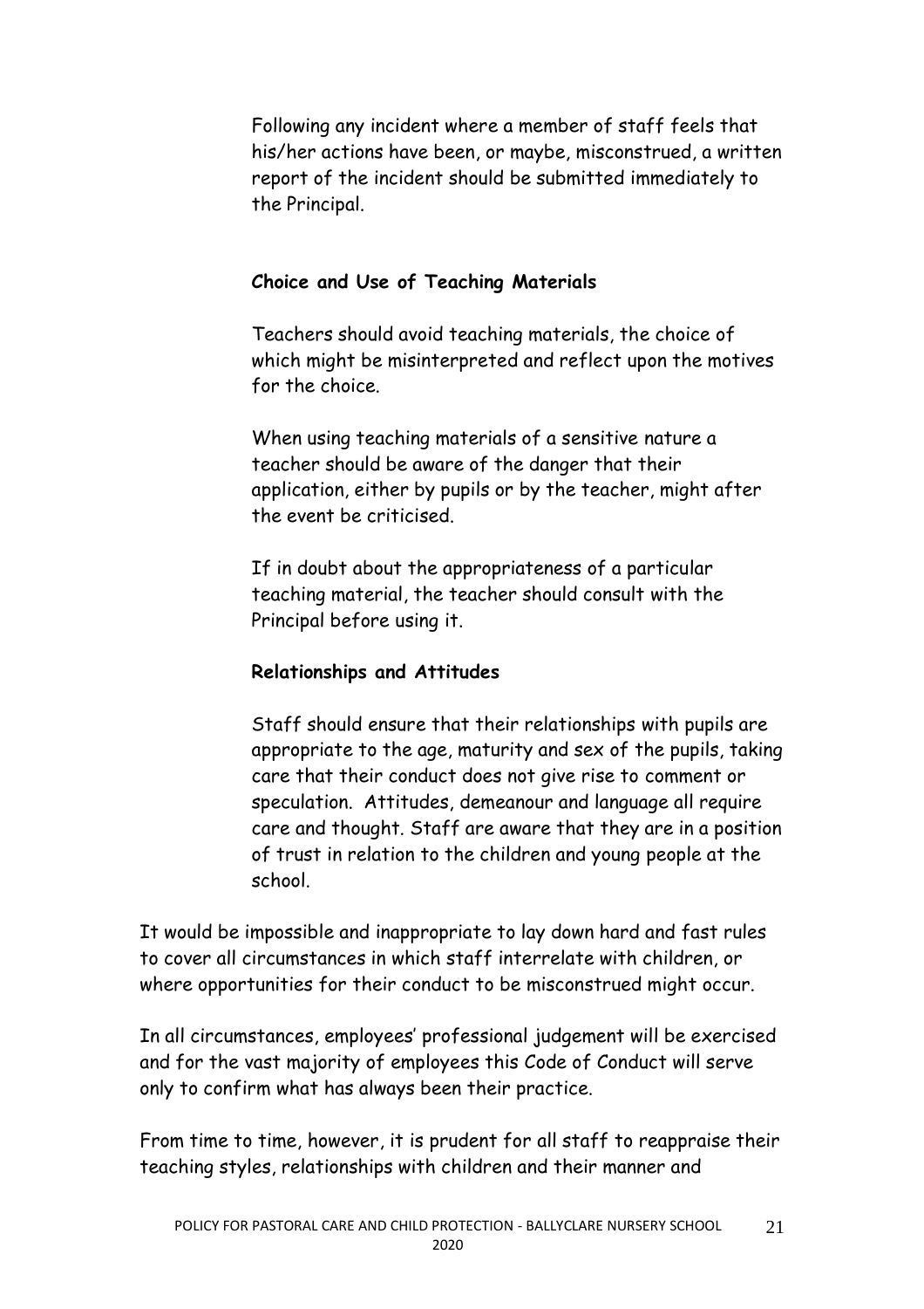Following any incident where a member of staff feels that his/her actions have been, or maybe, misconstrued, a written report of the incident should be submitted immediately to the Principal.

**Choice and Use of Teaching Materials**

Teachers should avoid teaching materials, the choice of which might be misinterpreted and reflect upon the motives for the choice.

When using teaching materials of a sensitive nature a teacher should be aware of the danger that their application, either by pupils or by the teacher, might after the event be criticised.

If in doubt about the appropriateness of a particular teaching material, the teacher should consult with the Principal before using it.

**Relationships and Attitudes**

Staff should ensure that their relationships with pupils are appropriate to the age, maturity and sex of the pupils, taking care that their conduct does not give rise to comment or speculation. Attitudes, demeanour and language all require care and thought. Staff are aware that they are in a position of trust in relation to the children and young people at the school.

It would be impossible and inappropriate to lay down hard and fast rules to cover all circumstances in which staff interrelate with children, or where opportunities for their conduct to be misconstrued might occur.

In all circumstances, employees' professional judgement will be exercised and for the vast majority of employees this Code of Conduct will serve only to confirm what has always been their practice.

From time to time, however, it is prudent for all staff to reappraise their teaching styles, relationships with children and their manner and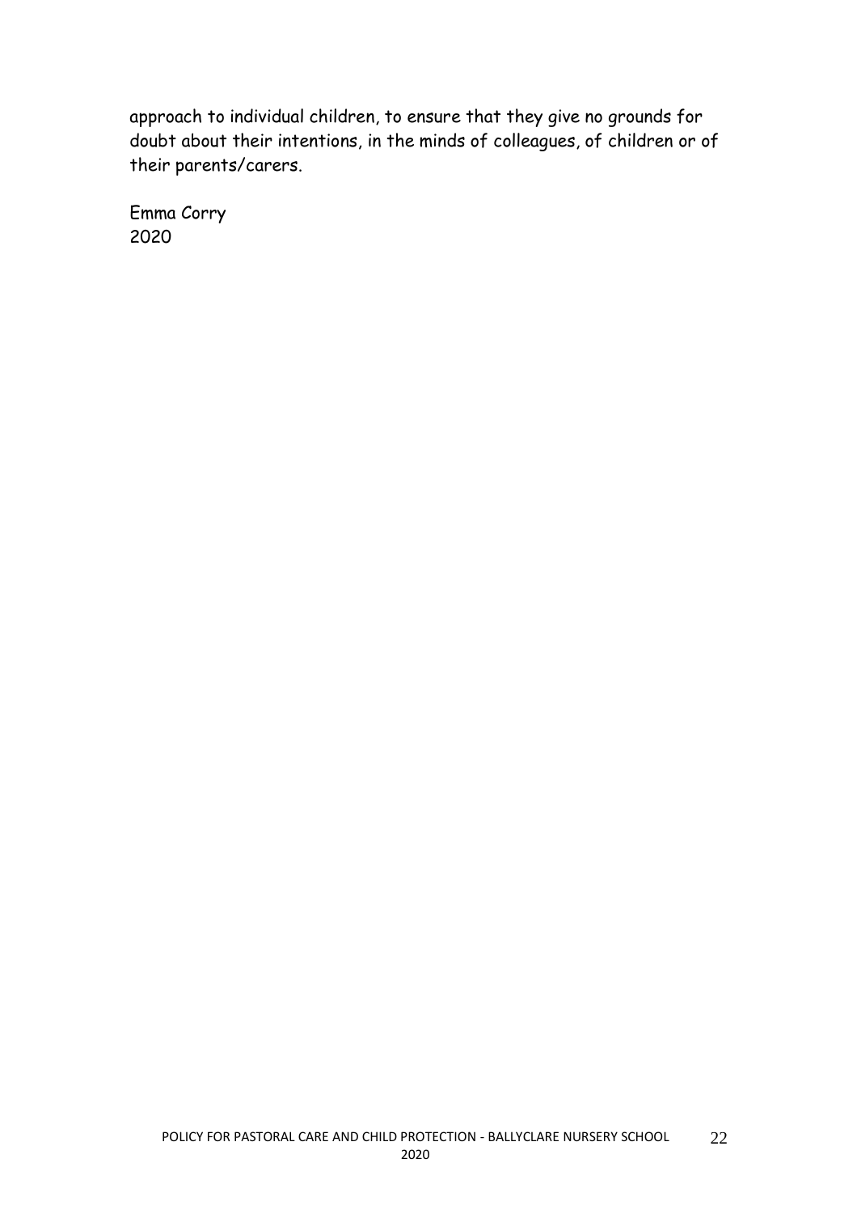approach to individual children, to ensure that they give no grounds for doubt about their intentions, in the minds of colleagues, of children or of their parents/carers.

Emma Corry
2020